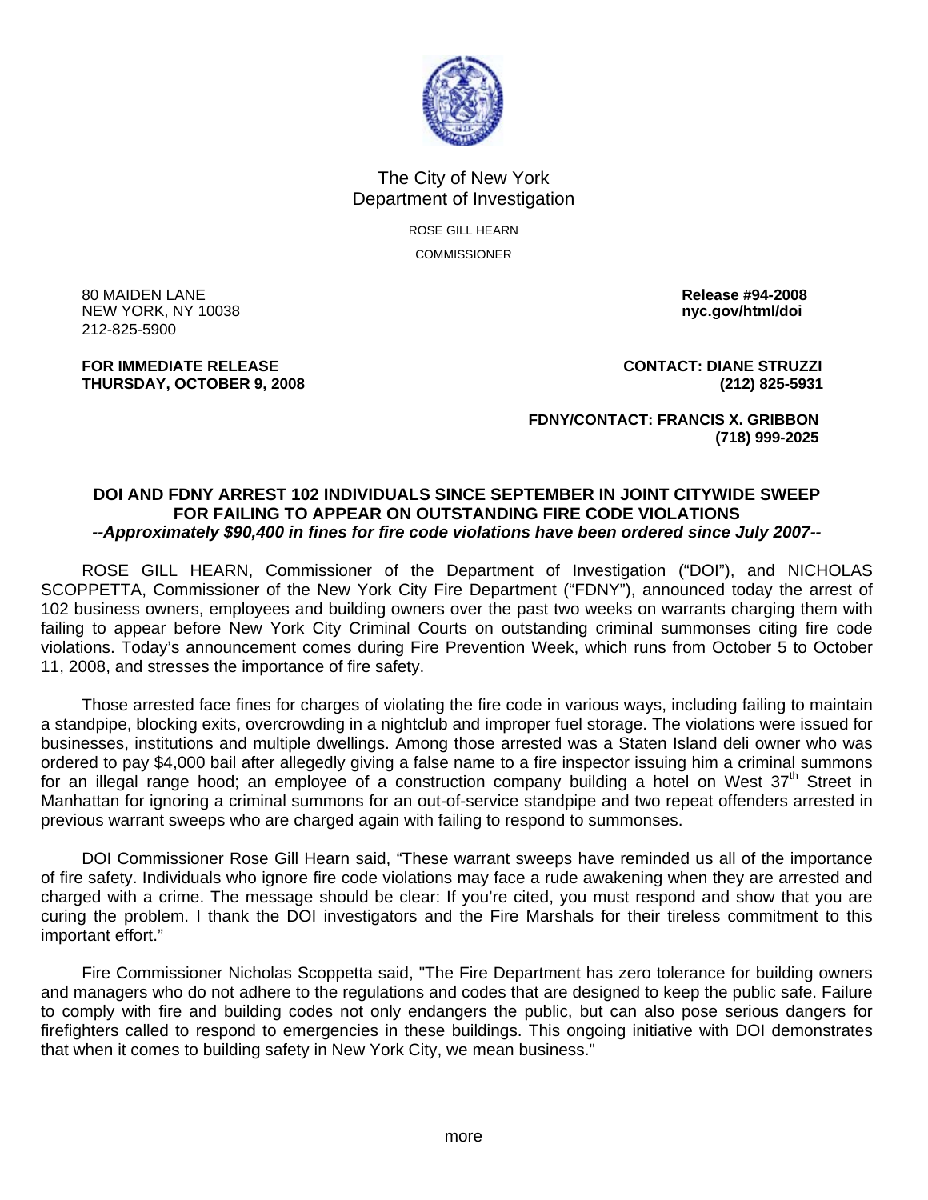The City of New York
Department of Investigation

ROSE GILL HEARN

COMMISSIONER

80 MAIDEN LANE
NEW YORK, NY 10038
212-825-5900

**Release #94-2008**
**nyc.gov/html/doi**

**FOR IMMEDIATE RELEASE**
**THURSDAY, OCTOBER 9, 2008**

**CONTACT: DIANE STRUZZI**
**(212) 825-5931**

**FDNY/CONTACT: FRANCIS X. GRIBBON**
**(718) 999-2025**

**DOI AND FDNY ARREST 102 INDIVIDUALS SINCE SEPTEMBER IN JOINT CITYWIDE SWEEP FOR FAILING TO APPEAR ON OUTSTANDING FIRE CODE VIOLATIONS**
***--Approximately $90,400 in fines for fire code violations have been ordered since July 2007--***

ROSE GILL HEARN, Commissioner of the Department of Investigation ("DOI"), and NICHOLAS SCOPPETTA, Commissioner of the New York City Fire Department ("FDNY"), announced today the arrest of 102 business owners, employees and building owners over the past two weeks on warrants charging them with failing to appear before New York City Criminal Courts on outstanding criminal summonses citing fire code violations. Today's announcement comes during Fire Prevention Week, which runs from October 5 to October 11, 2008, and stresses the importance of fire safety.

Those arrested face fines for charges of violating the fire code in various ways, including failing to maintain a standpipe, blocking exits, overcrowding in a nightclub and improper fuel storage. The violations were issued for businesses, institutions and multiple dwellings. Among those arrested was a Staten Island deli owner who was ordered to pay $4,000 bail after allegedly giving a false name to a fire inspector issuing him a criminal summons for an illegal range hood; an employee of a construction company building a hotel on West 37th Street in Manhattan for ignoring a criminal summons for an out-of-service standpipe and two repeat offenders arrested in previous warrant sweeps who are charged again with failing to respond to summonses.

DOI Commissioner Rose Gill Hearn said, "These warrant sweeps have reminded us all of the importance of fire safety. Individuals who ignore fire code violations may face a rude awakening when they are arrested and charged with a crime. The message should be clear: If you're cited, you must respond and show that you are curing the problem. I thank the DOI investigators and the Fire Marshals for their tireless commitment to this important effort."

Fire Commissioner Nicholas Scoppetta said, "The Fire Department has zero tolerance for building owners and managers who do not adhere to the regulations and codes that are designed to keep the public safe. Failure to comply with fire and building codes not only endangers the public, but can also pose serious dangers for firefighters called to respond to emergencies in these buildings. This ongoing initiative with DOI demonstrates that when it comes to building safety in New York City, we mean business."

more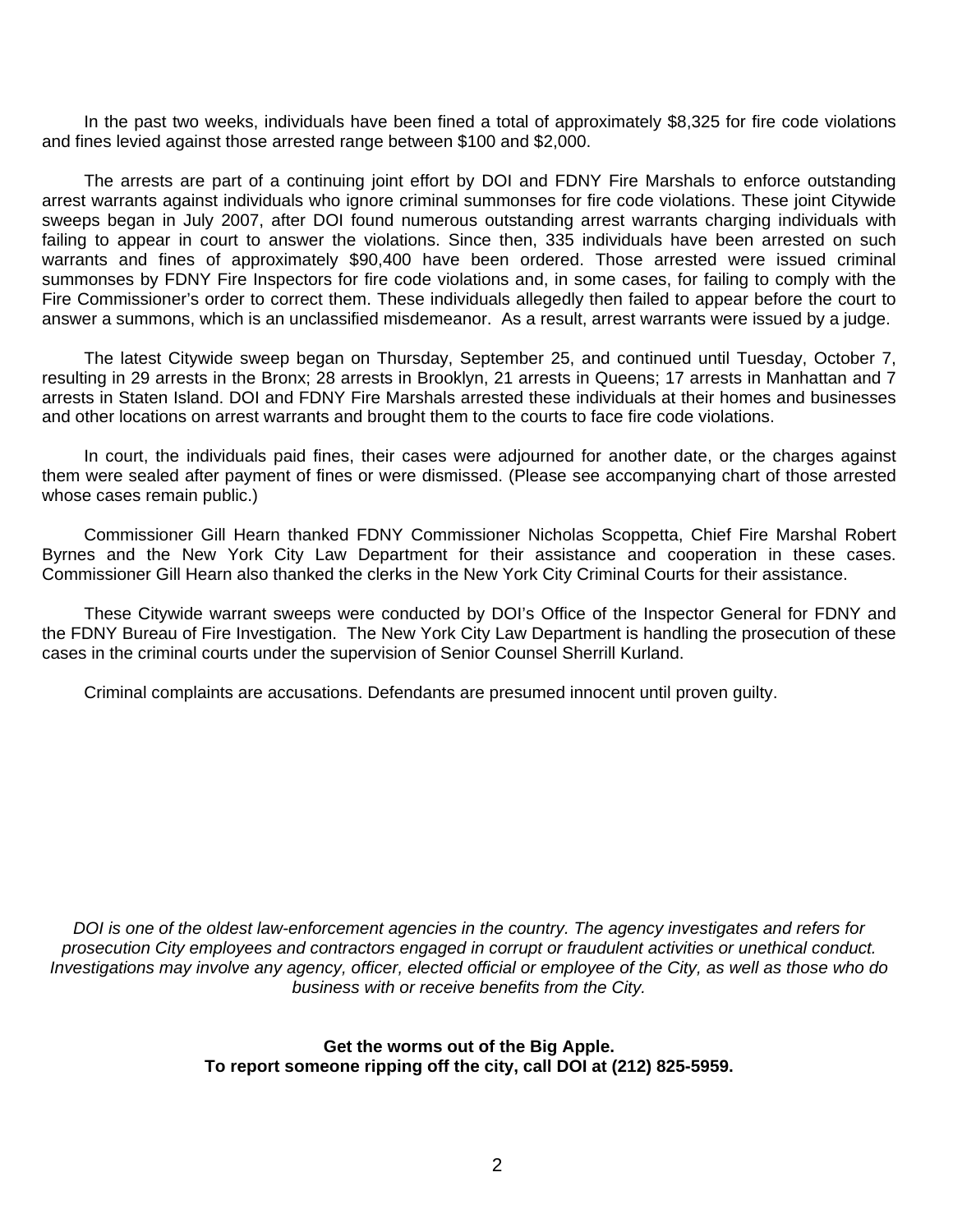In the past two weeks, individuals have been fined a total of approximately $8,325 for fire code violations and fines levied against those arrested range between $100 and $2,000.

The arrests are part of a continuing joint effort by DOI and FDNY Fire Marshals to enforce outstanding arrest warrants against individuals who ignore criminal summonses for fire code violations. These joint Citywide sweeps began in July 2007, after DOI found numerous outstanding arrest warrants charging individuals with failing to appear in court to answer the violations. Since then, 335 individuals have been arrested on such warrants and fines of approximately $90,400 have been ordered. Those arrested were issued criminal summonses by FDNY Fire Inspectors for fire code violations and, in some cases, for failing to comply with the Fire Commissioner's order to correct them. These individuals allegedly then failed to appear before the court to answer a summons, which is an unclassified misdemeanor. As a result, arrest warrants were issued by a judge.

The latest Citywide sweep began on Thursday, September 25, and continued until Tuesday, October 7, resulting in 29 arrests in the Bronx; 28 arrests in Brooklyn, 21 arrests in Queens; 17 arrests in Manhattan and 7 arrests in Staten Island. DOI and FDNY Fire Marshals arrested these individuals at their homes and businesses and other locations on arrest warrants and brought them to the courts to face fire code violations.

In court, the individuals paid fines, their cases were adjourned for another date, or the charges against them were sealed after payment of fines or were dismissed. (Please see accompanying chart of those arrested whose cases remain public.)

Commissioner Gill Hearn thanked FDNY Commissioner Nicholas Scoppetta, Chief Fire Marshal Robert Byrnes and the New York City Law Department for their assistance and cooperation in these cases. Commissioner Gill Hearn also thanked the clerks in the New York City Criminal Courts for their assistance.

These Citywide warrant sweeps were conducted by DOI's Office of the Inspector General for FDNY and the FDNY Bureau of Fire Investigation. The New York City Law Department is handling the prosecution of these cases in the criminal courts under the supervision of Senior Counsel Sherrill Kurland.

Criminal complaints are accusations. Defendants are presumed innocent until proven guilty.

*DOI is one of the oldest law-enforcement agencies in the country. The agency investigates and refers for prosecution City employees and contractors engaged in corrupt or fraudulent activities or unethical conduct. Investigations may involve any agency, officer, elected official or employee of the City, as well as those who do business with or receive benefits from the City.*

**Get the worms out of the Big Apple.**
**To report someone ripping off the city, call DOI at (212) 825-5959.**